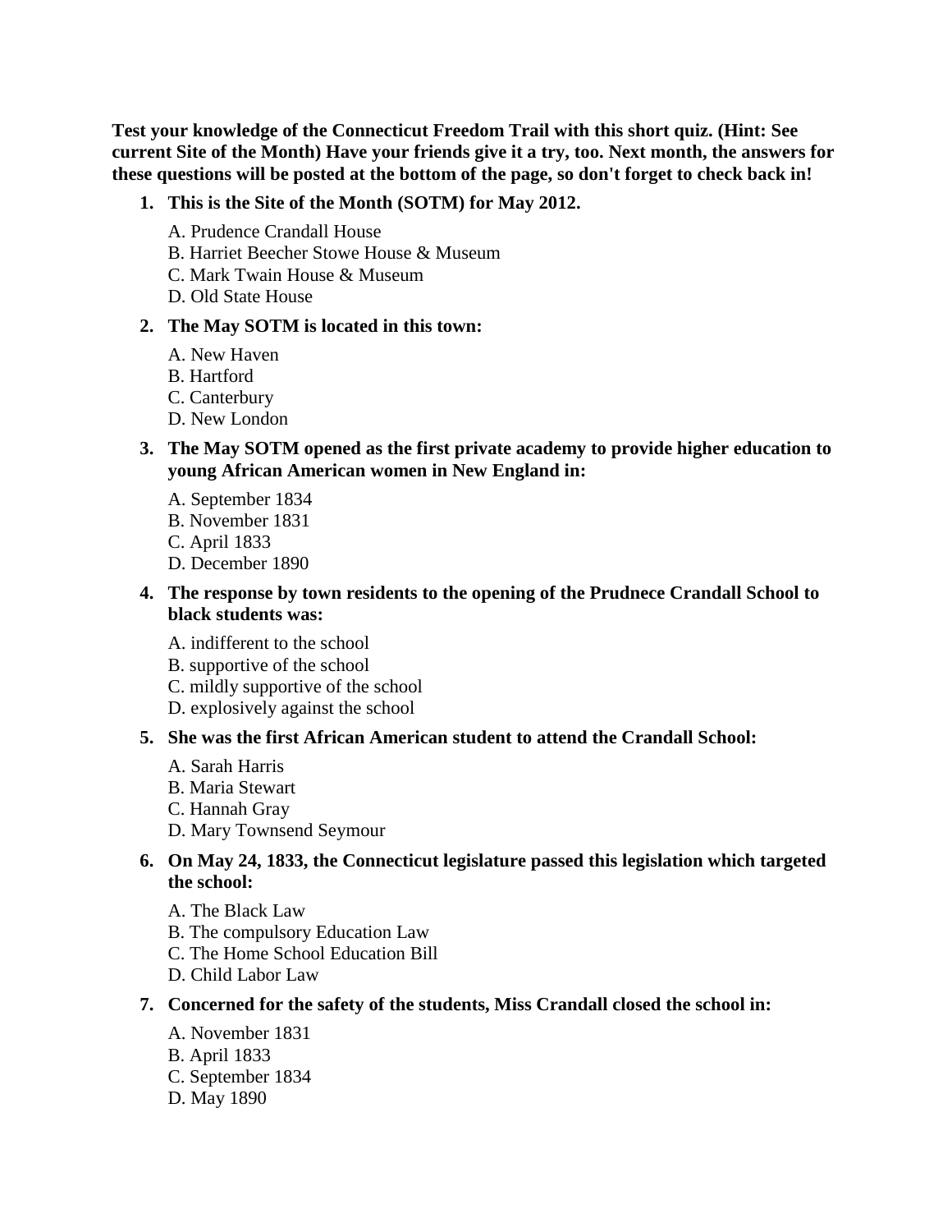**Test your knowledge of the Connecticut Freedom Trail with this short quiz. (Hint: See current Site of the Month) Have your friends give it a try, too. Next month, the answers for these questions will be posted at the bottom of the page, so don't forget to check back in!**

1. **This is the Site of the Month (SOTM) for May 2012.**

   A. Prudence Crandall House
   B. Harriet Beecher Stowe House & Museum
   C. Mark Twain House & Museum
   D. Old State House

2. **The May SOTM is located in this town:**

   A. New Haven
   B. Hartford
   C. Canterbury
   D. New London

3. **The May SOTM opened as the first private academy to provide higher education to young African American women in New England in:**

   A. September 1834
   B. November 1831
   C. April 1833
   D. December 1890

4. **The response by town residents to the opening of the Prudnece Crandall School to black students was:**

   A. indifferent to the school
   B. supportive of the school
   C. mildly supportive of the school
   D. explosively against the school

5. **She was the first African American student to attend the Crandall School:**

   A. Sarah Harris
   B. Maria Stewart
   C. Hannah Gray
   D. Mary Townsend Seymour

6. **On May 24, 1833, the Connecticut legislature passed this legislation which targeted the school:**

   A. The Black Law
   B. The compulsory Education Law
   C. The Home School Education Bill
   D. Child Labor Law

7. **Concerned for the safety of the students, Miss Crandall closed the school in:**

   A. November 1831
   B. April 1833
   C. September 1834
   D. May 1890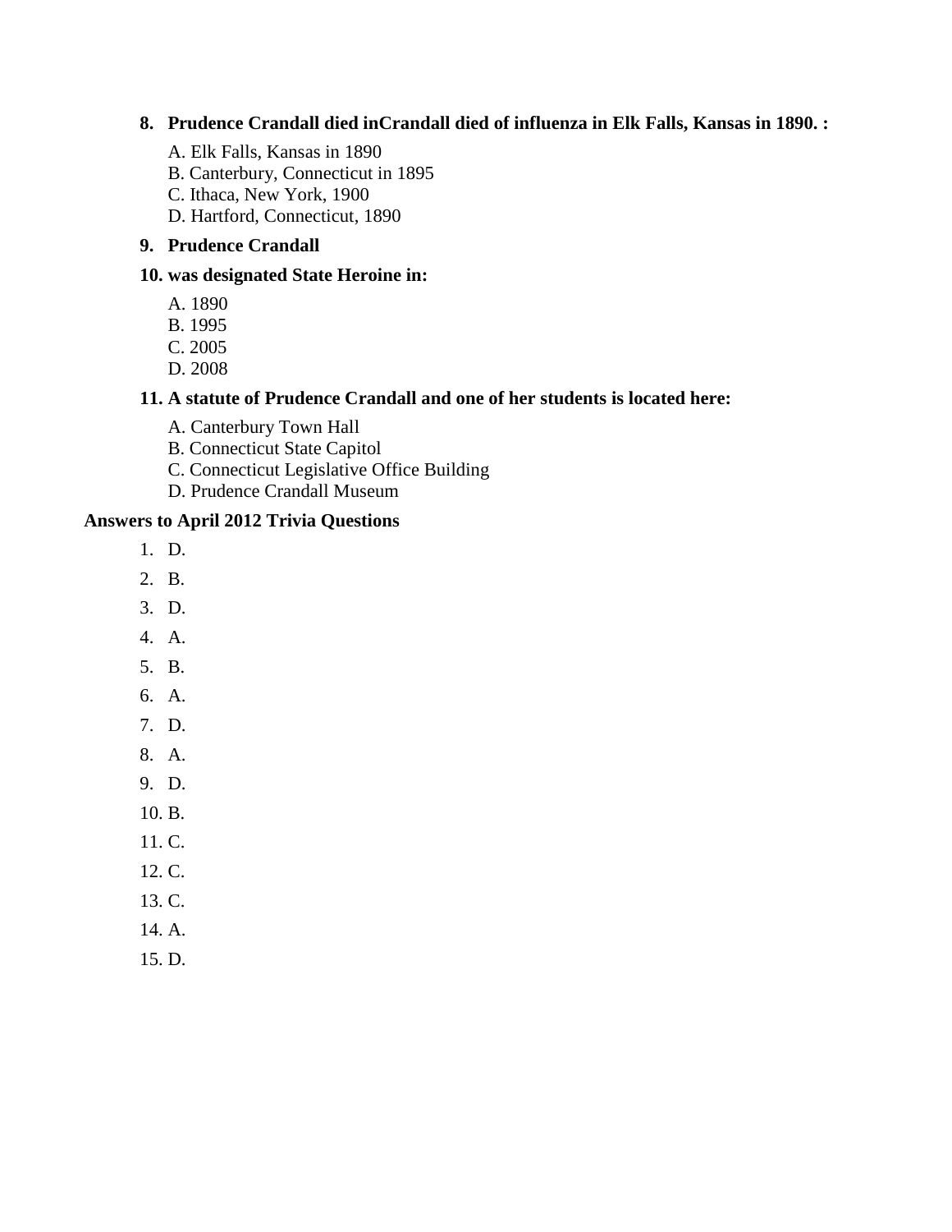8. **Prudence Crandall died inCrandall died of influenza in Elk Falls, Kansas in 1890. :**

   A. Elk Falls, Kansas in 1890
   B. Canterbury, Connecticut in 1895
   C. Ithaca, New York, 1900
   D. Hartford, Connecticut, 1890

9. **Prudence Crandall**

10. **was designated State Heroine in:**

    A. 1890
    B. 1995
    C. 2005
    D. 2008

11. **A statute of Prudence Crandall and one of her students is located here:**

    A. Canterbury Town Hall
    B. Connecticut State Capitol
    C. Connecticut Legislative Office Building
    D. Prudence Crandall Museum

**Answers to April 2012 Trivia Questions**

1. D.
2. B.
3. D.
4. A.
5. B.
6. A.
7. D.
8. A.
9. D.
10. B.
11. C.
12. C.
13. C.
14. A.
15. D.